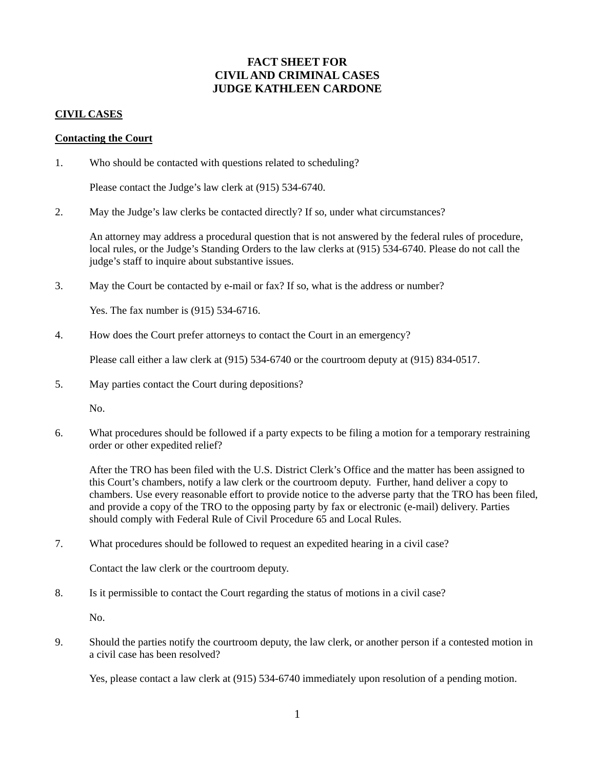# FACT SHEET FOR CIVIL AND CRIMINAL CASES JUDGE KATHLEEN CARDONE

## CIVIL CASES

### Contacting the Court

1. Who should be contacted with questions related to scheduling?

   Please contact the Judge's law clerk at (915) 534-6740.

2. May the Judge's law clerks be contacted directly? If so, under what circumstances?

   An attorney may address a procedural question that is not answered by the federal rules of procedure, local rules, or the Judge's Standing Orders to the law clerks at (915) 534-6740. Please do not call the judge's staff to inquire about substantive issues.

3. May the Court be contacted by e-mail or fax? If so, what is the address or number?

   Yes. The fax number is (915) 534-6716.

4. How does the Court prefer attorneys to contact the Court in an emergency?

   Please call either a law clerk at (915) 534-6740 or the courtroom deputy at (915) 834-0517.

5. May parties contact the Court during depositions?

   No.

6. What procedures should be followed if a party expects to be filing a motion for a temporary restraining order or other expedited relief?

   After the TRO has been filed with the U.S. District Clerk's Office and the matter has been assigned to this Court's chambers, notify a law clerk or the courtroom deputy. Further, hand deliver a copy to chambers. Use every reasonable effort to provide notice to the adverse party that the TRO has been filed, and provide a copy of the TRO to the opposing party by fax or electronic (e-mail) delivery. Parties should comply with Federal Rule of Civil Procedure 65 and Local Rules.

7. What procedures should be followed to request an expedited hearing in a civil case?

   Contact the law clerk or the courtroom deputy.

8. Is it permissible to contact the Court regarding the status of motions in a civil case?

   No.

9. Should the parties notify the courtroom deputy, the law clerk, or another person if a contested motion in a civil case has been resolved?

   Yes, please contact a law clerk at (915) 534-6740 immediately upon resolution of a pending motion.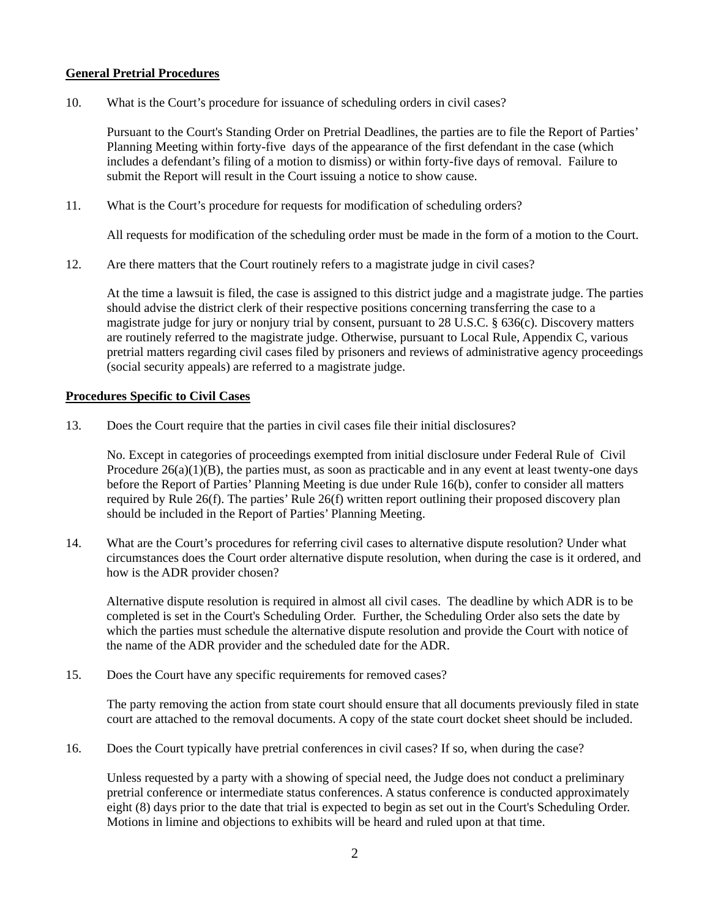**General Pretrial Procedures**

10. What is the Court's procedure for issuance of scheduling orders in civil cases?

    Pursuant to the Court's Standing Order on Pretrial Deadlines, the parties are to file the Report of Parties' Planning Meeting within forty-five days of the appearance of the first defendant in the case (which includes a defendant's filing of a motion to dismiss) or within forty-five days of removal. Failure to submit the Report will result in the Court issuing a notice to show cause.

11. What is the Court's procedure for requests for modification of scheduling orders?

    All requests for modification of the scheduling order must be made in the form of a motion to the Court.

12. Are there matters that the Court routinely refers to a magistrate judge in civil cases?

    At the time a lawsuit is filed, the case is assigned to this district judge and a magistrate judge. The parties should advise the district clerk of their respective positions concerning transferring the case to a magistrate judge for jury or nonjury trial by consent, pursuant to 28 U.S.C. § 636(c). Discovery matters are routinely referred to the magistrate judge. Otherwise, pursuant to Local Rule, Appendix C, various pretrial matters regarding civil cases filed by prisoners and reviews of administrative agency proceedings (social security appeals) are referred to a magistrate judge.

**Procedures Specific to Civil Cases**

13. Does the Court require that the parties in civil cases file their initial disclosures?

    No. Except in categories of proceedings exempted from initial disclosure under Federal Rule of Civil Procedure 26(a)(1)(B), the parties must, as soon as practicable and in any event at least twenty-one days before the Report of Parties' Planning Meeting is due under Rule 16(b), confer to consider all matters required by Rule 26(f). The parties' Rule 26(f) written report outlining their proposed discovery plan should be included in the Report of Parties' Planning Meeting.

14. What are the Court's procedures for referring civil cases to alternative dispute resolution? Under what circumstances does the Court order alternative dispute resolution, when during the case is it ordered, and how is the ADR provider chosen?

    Alternative dispute resolution is required in almost all civil cases. The deadline by which ADR is to be completed is set in the Court's Scheduling Order. Further, the Scheduling Order also sets the date by which the parties must schedule the alternative dispute resolution and provide the Court with notice of the name of the ADR provider and the scheduled date for the ADR.

15. Does the Court have any specific requirements for removed cases?

    The party removing the action from state court should ensure that all documents previously filed in state court are attached to the removal documents. A copy of the state court docket sheet should be included.

16. Does the Court typically have pretrial conferences in civil cases? If so, when during the case?

    Unless requested by a party with a showing of special need, the Judge does not conduct a preliminary pretrial conference or intermediate status conferences. A status conference is conducted approximately eight (8) days prior to the date that trial is expected to begin as set out in the Court's Scheduling Order. Motions in limine and objections to exhibits will be heard and ruled upon at that time.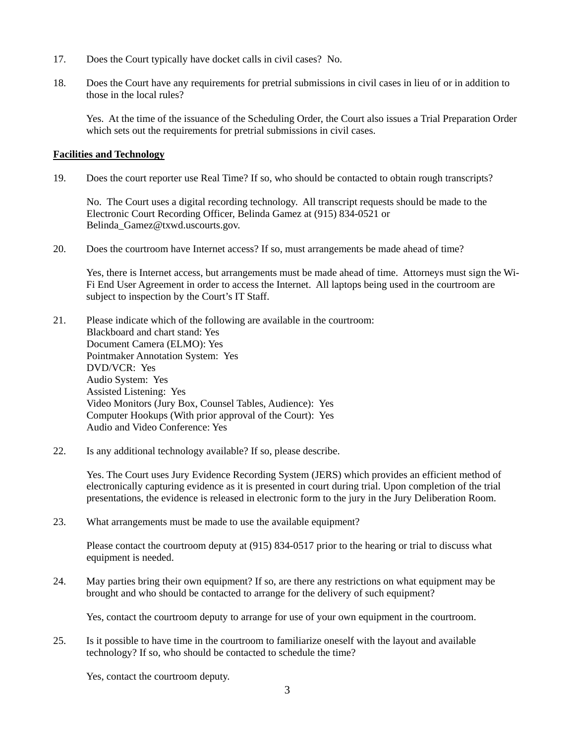17. Does the Court typically have docket calls in civil cases? No.

18. Does the Court have any requirements for pretrial submissions in civil cases in lieu of or in addition to those in the local rules?

    Yes. At the time of the issuance of the Scheduling Order, the Court also issues a Trial Preparation Order which sets out the requirements for pretrial submissions in civil cases.

**<u>Facilities and Technology</u>**

19. Does the court reporter use Real Time? If so, who should be contacted to obtain rough transcripts?

    No. The Court uses a digital recording technology. All transcript requests should be made to the Electronic Court Recording Officer, Belinda Gamez at (915) 834-0521 or Belinda_Gamez@txwd.uscourts.gov.

20. Does the courtroom have Internet access? If so, must arrangements be made ahead of time?

    Yes, there is Internet access, but arrangements must be made ahead of time. Attorneys must sign the Wi-Fi End User Agreement in order to access the Internet. All laptops being used in the courtroom are subject to inspection by the Court's IT Staff.

21. Please indicate which of the following are available in the courtroom:
    Blackboard and chart stand: Yes
    Document Camera (ELMO): Yes
    Pointmaker Annotation System: Yes
    DVD/VCR: Yes
    Audio System: Yes
    Assisted Listening: Yes
    Video Monitors (Jury Box, Counsel Tables, Audience): Yes
    Computer Hookups (With prior approval of the Court): Yes
    Audio and Video Conference: Yes

22. Is any additional technology available? If so, please describe.

    Yes. The Court uses Jury Evidence Recording System (JERS) which provides an efficient method of electronically capturing evidence as it is presented in court during trial. Upon completion of the trial presentations, the evidence is released in electronic form to the jury in the Jury Deliberation Room.

23. What arrangements must be made to use the available equipment?

    Please contact the courtroom deputy at (915) 834-0517 prior to the hearing or trial to discuss what equipment is needed.

24. May parties bring their own equipment? If so, are there any restrictions on what equipment may be brought and who should be contacted to arrange for the delivery of such equipment?

    Yes, contact the courtroom deputy to arrange for use of your own equipment in the courtroom.

25. Is it possible to have time in the courtroom to familiarize oneself with the layout and available technology? If so, who should be contacted to schedule the time?

    Yes, contact the courtroom deputy.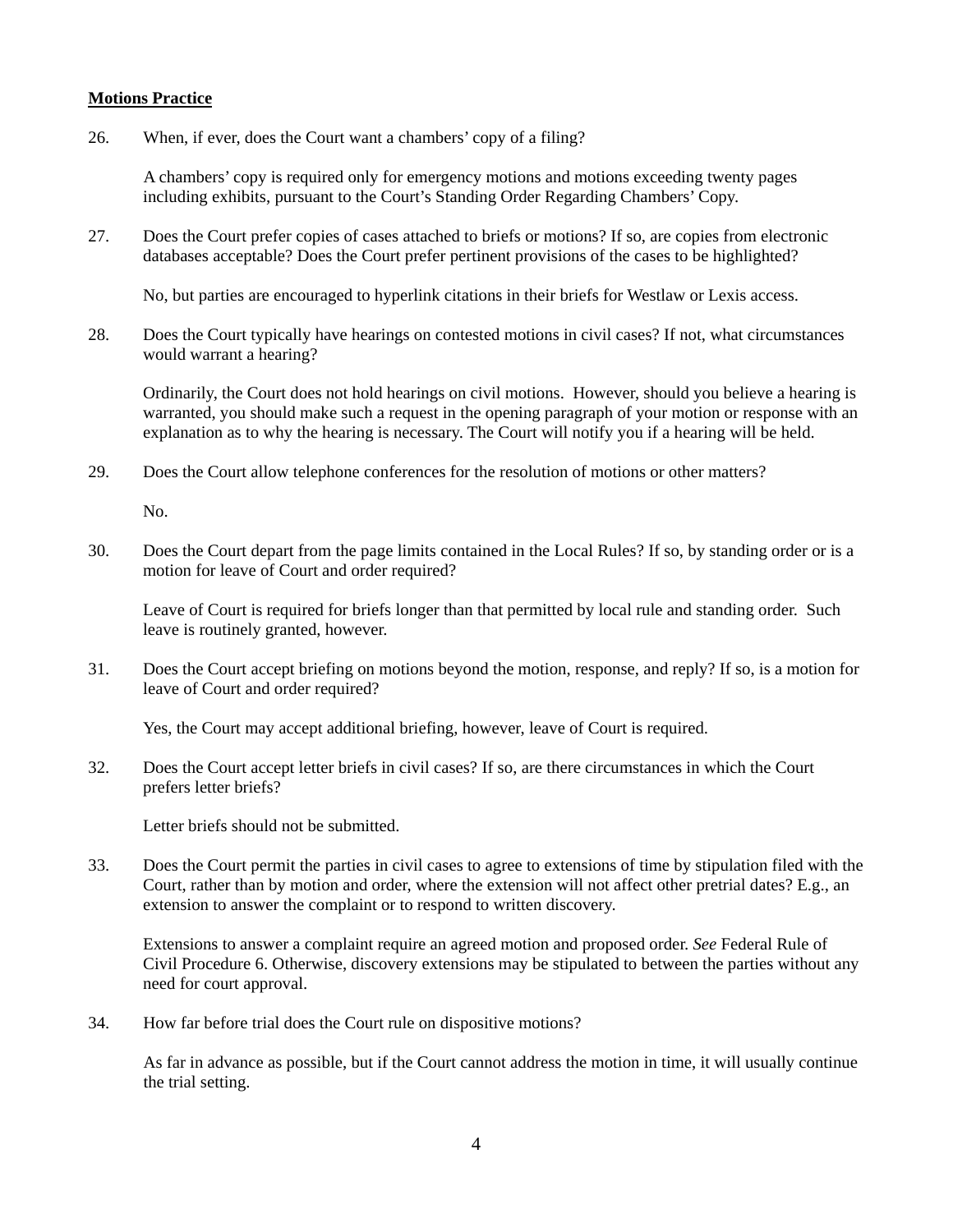**Motions Practice**

26. When, if ever, does the Court want a chambers' copy of a filing?

    A chambers' copy is required only for emergency motions and motions exceeding twenty pages including exhibits, pursuant to the Court's Standing Order Regarding Chambers' Copy.

27. Does the Court prefer copies of cases attached to briefs or motions? If so, are copies from electronic databases acceptable? Does the Court prefer pertinent provisions of the cases to be highlighted?

    No, but parties are encouraged to hyperlink citations in their briefs for Westlaw or Lexis access.

28. Does the Court typically have hearings on contested motions in civil cases? If not, what circumstances would warrant a hearing?

    Ordinarily, the Court does not hold hearings on civil motions. However, should you believe a hearing is warranted, you should make such a request in the opening paragraph of your motion or response with an explanation as to why the hearing is necessary. The Court will notify you if a hearing will be held.

29. Does the Court allow telephone conferences for the resolution of motions or other matters?

    No.

30. Does the Court depart from the page limits contained in the Local Rules? If so, by standing order or is a motion for leave of Court and order required?

    Leave of Court is required for briefs longer than that permitted by local rule and standing order. Such leave is routinely granted, however.

31. Does the Court accept briefing on motions beyond the motion, response, and reply? If so, is a motion for leave of Court and order required?

    Yes, the Court may accept additional briefing, however, leave of Court is required.

32. Does the Court accept letter briefs in civil cases? If so, are there circumstances in which the Court prefers letter briefs?

    Letter briefs should not be submitted.

33. Does the Court permit the parties in civil cases to agree to extensions of time by stipulation filed with the Court, rather than by motion and order, where the extension will not affect other pretrial dates? E.g., an extension to answer the complaint or to respond to written discovery.

    Extensions to answer a complaint require an agreed motion and proposed order. *See* Federal Rule of Civil Procedure 6. Otherwise, discovery extensions may be stipulated to between the parties without any need for court approval.

34. How far before trial does the Court rule on dispositive motions?

    As far in advance as possible, but if the Court cannot address the motion in time, it will usually continue the trial setting.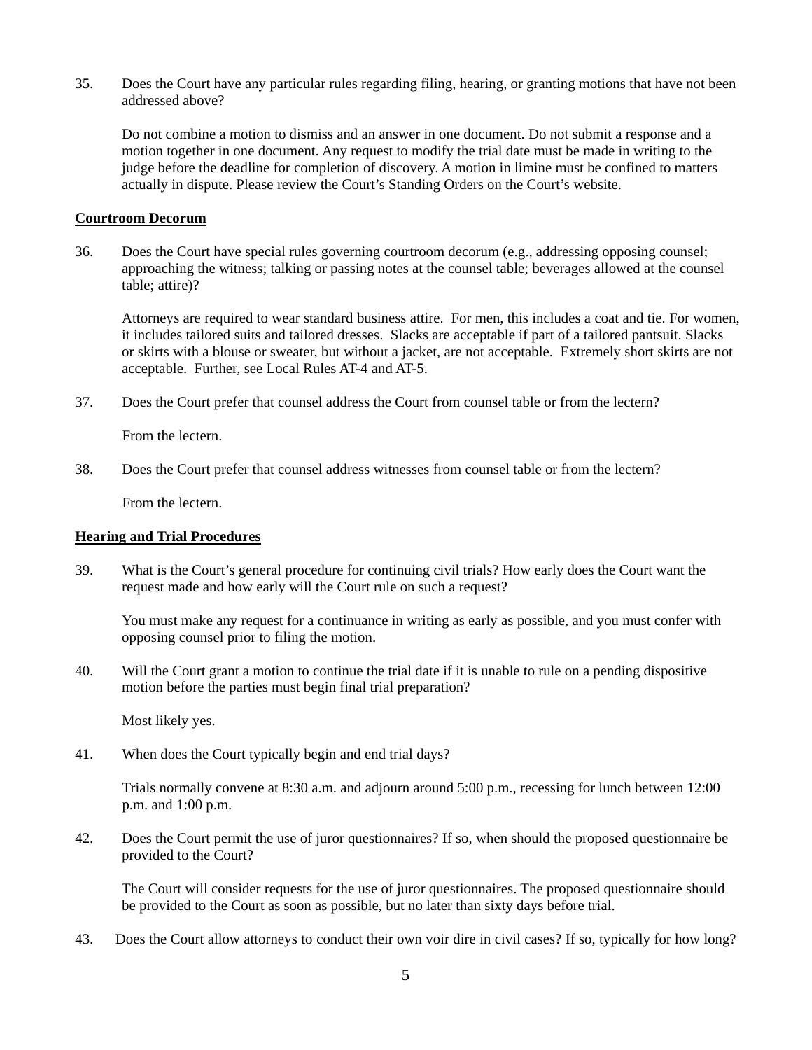35. Does the Court have any particular rules regarding filing, hearing, or granting motions that have not been addressed above?

    Do not combine a motion to dismiss and an answer in one document. Do not submit a response and a motion together in one document. Any request to modify the trial date must be made in writing to the judge before the deadline for completion of discovery. A motion in limine must be confined to matters actually in dispute. Please review the Court's Standing Orders on the Court's website.

**Courtroom Decorum**

36. Does the Court have special rules governing courtroom decorum (e.g., addressing opposing counsel; approaching the witness; talking or passing notes at the counsel table; beverages allowed at the counsel table; attire)?

    Attorneys are required to wear standard business attire. For men, this includes a coat and tie. For women, it includes tailored suits and tailored dresses. Slacks are acceptable if part of a tailored pantsuit. Slacks or skirts with a blouse or sweater, but without a jacket, are not acceptable. Extremely short skirts are not acceptable. Further, see Local Rules AT-4 and AT-5.

37. Does the Court prefer that counsel address the Court from counsel table or from the lectern?

    From the lectern.

38. Does the Court prefer that counsel address witnesses from counsel table or from the lectern?

    From the lectern.

**Hearing and Trial Procedures**

39. What is the Court's general procedure for continuing civil trials? How early does the Court want the request made and how early will the Court rule on such a request?

    You must make any request for a continuance in writing as early as possible, and you must confer with opposing counsel prior to filing the motion.

40. Will the Court grant a motion to continue the trial date if it is unable to rule on a pending dispositive motion before the parties must begin final trial preparation?

    Most likely yes.

41. When does the Court typically begin and end trial days?

    Trials normally convene at 8:30 a.m. and adjourn around 5:00 p.m., recessing for lunch between 12:00 p.m. and 1:00 p.m.

42. Does the Court permit the use of juror questionnaires? If so, when should the proposed questionnaire be provided to the Court?

    The Court will consider requests for the use of juror questionnaires. The proposed questionnaire should be provided to the Court as soon as possible, but no later than sixty days before trial.

43. Does the Court allow attorneys to conduct their own voir dire in civil cases? If so, typically for how long?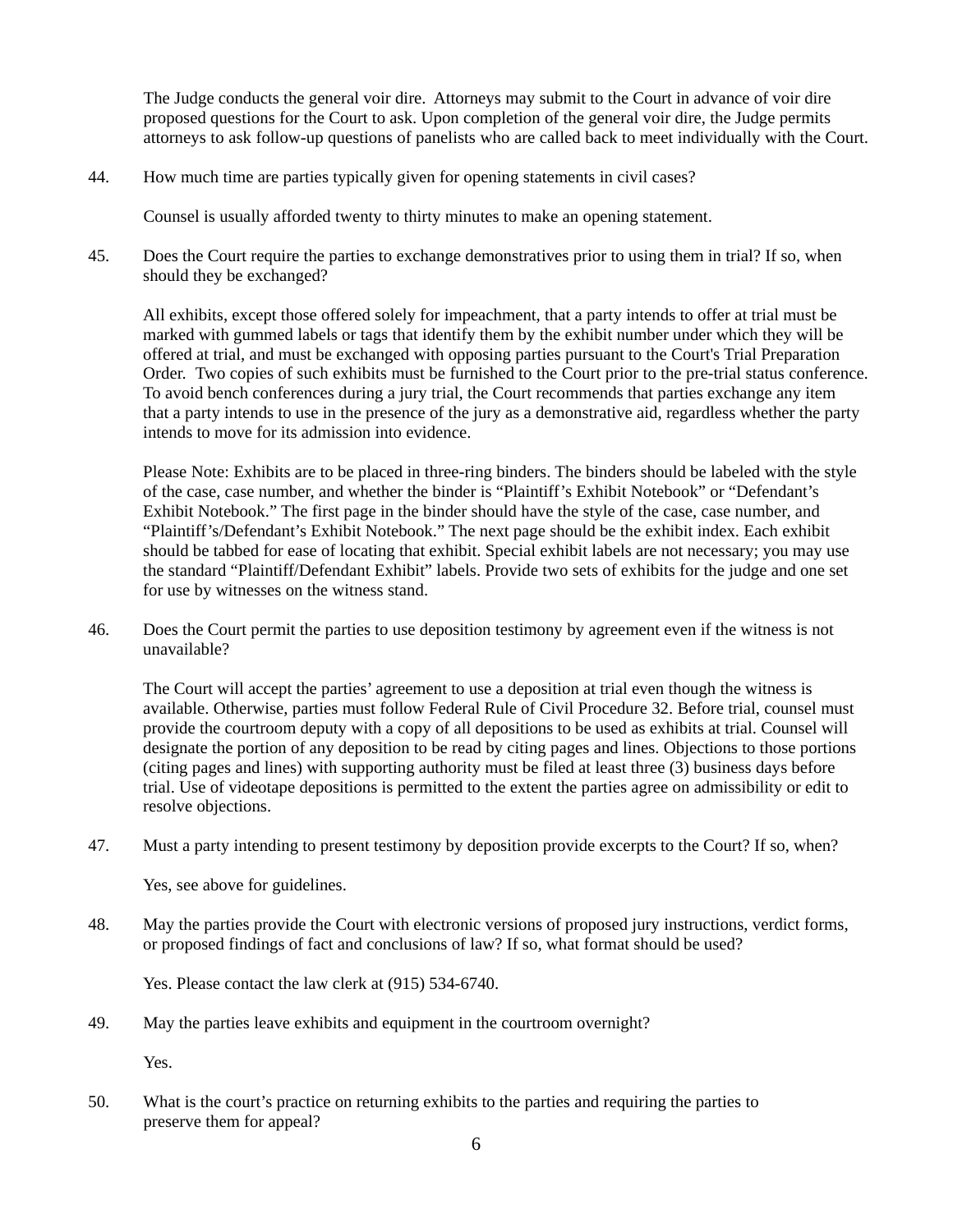The Judge conducts the general voir dire. Attorneys may submit to the Court in advance of voir dire proposed questions for the Court to ask. Upon completion of the general voir dire, the Judge permits attorneys to ask follow-up questions of panelists who are called back to meet individually with the Court.

44. How much time are parties typically given for opening statements in civil cases?

    Counsel is usually afforded twenty to thirty minutes to make an opening statement.

45. Does the Court require the parties to exchange demonstratives prior to using them in trial? If so, when should they be exchanged?

    All exhibits, except those offered solely for impeachment, that a party intends to offer at trial must be marked with gummed labels or tags that identify them by the exhibit number under which they will be offered at trial, and must be exchanged with opposing parties pursuant to the Court's Trial Preparation Order. Two copies of such exhibits must be furnished to the Court prior to the pre-trial status conference. To avoid bench conferences during a jury trial, the Court recommends that parties exchange any item that a party intends to use in the presence of the jury as a demonstrative aid, regardless whether the party intends to move for its admission into evidence.

    Please Note: Exhibits are to be placed in three-ring binders. The binders should be labeled with the style of the case, case number, and whether the binder is "Plaintiff's Exhibit Notebook" or "Defendant's Exhibit Notebook." The first page in the binder should have the style of the case, case number, and "Plaintiff's/Defendant's Exhibit Notebook." The next page should be the exhibit index. Each exhibit should be tabbed for ease of locating that exhibit. Special exhibit labels are not necessary; you may use the standard "Plaintiff/Defendant Exhibit" labels. Provide two sets of exhibits for the judge and one set for use by witnesses on the witness stand.

46. Does the Court permit the parties to use deposition testimony by agreement even if the witness is not unavailable?

    The Court will accept the parties' agreement to use a deposition at trial even though the witness is available. Otherwise, parties must follow Federal Rule of Civil Procedure 32. Before trial, counsel must provide the courtroom deputy with a copy of all depositions to be used as exhibits at trial. Counsel will designate the portion of any deposition to be read by citing pages and lines. Objections to those portions (citing pages and lines) with supporting authority must be filed at least three (3) business days before trial. Use of videotape depositions is permitted to the extent the parties agree on admissibility or edit to resolve objections.

47. Must a party intending to present testimony by deposition provide excerpts to the Court? If so, when?

    Yes, see above for guidelines.

48. May the parties provide the Court with electronic versions of proposed jury instructions, verdict forms, or proposed findings of fact and conclusions of law? If so, what format should be used?

    Yes. Please contact the law clerk at (915) 534-6740.

49. May the parties leave exhibits and equipment in the courtroom overnight?

    Yes.

50. What is the court's practice on returning exhibits to the parties and requiring the parties to preserve them for appeal?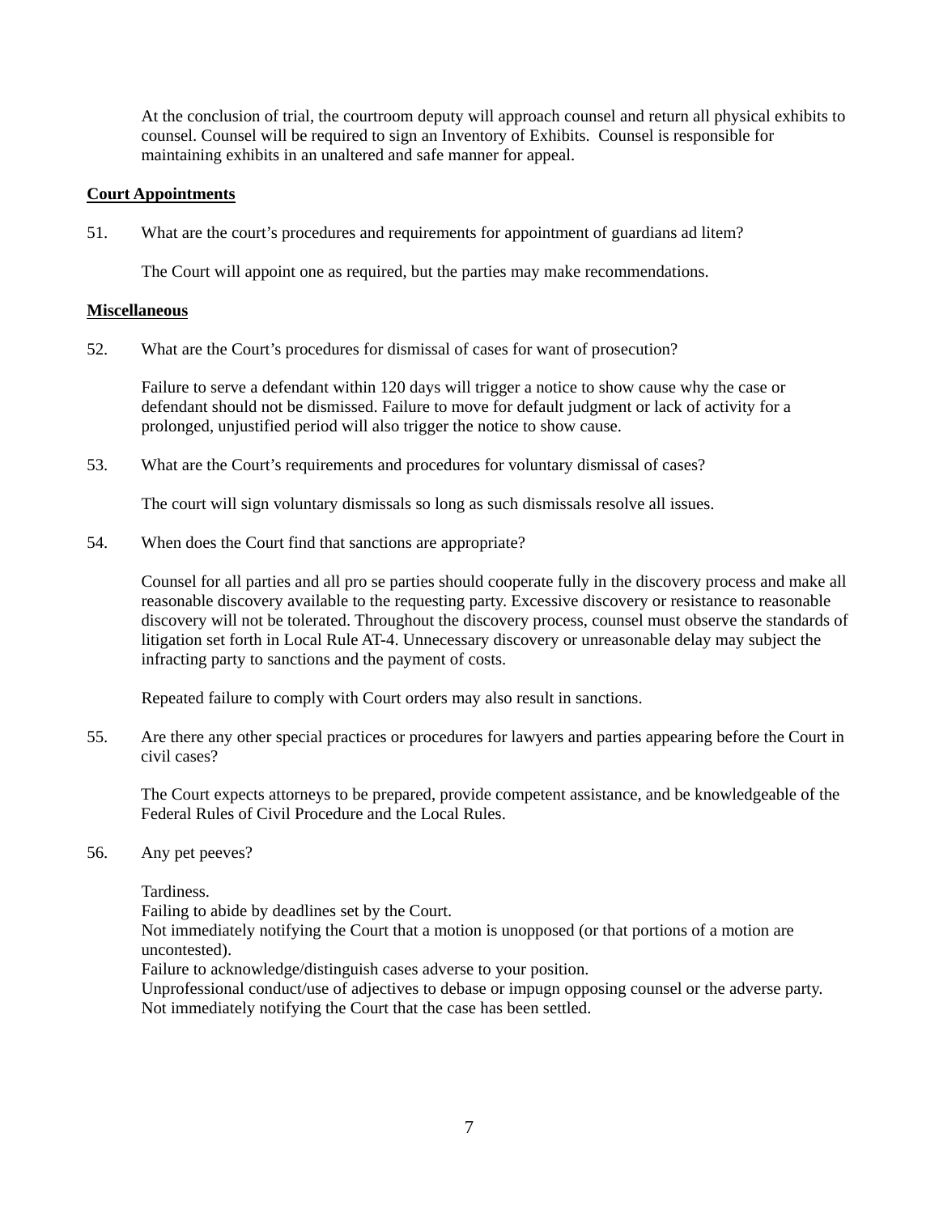At the conclusion of trial, the courtroom deputy will approach counsel and return all physical exhibits to counsel. Counsel will be required to sign an Inventory of Exhibits. Counsel is responsible for maintaining exhibits in an unaltered and safe manner for appeal.

**Court Appointments**

51. What are the court's procedures and requirements for appointment of guardians ad litem?

    The Court will appoint one as required, but the parties may make recommendations.

**Miscellaneous**

52. What are the Court's procedures for dismissal of cases for want of prosecution?

    Failure to serve a defendant within 120 days will trigger a notice to show cause why the case or defendant should not be dismissed. Failure to move for default judgment or lack of activity for a prolonged, unjustified period will also trigger the notice to show cause.

53. What are the Court's requirements and procedures for voluntary dismissal of cases?

    The court will sign voluntary dismissals so long as such dismissals resolve all issues.

54. When does the Court find that sanctions are appropriate?

    Counsel for all parties and all pro se parties should cooperate fully in the discovery process and make all reasonable discovery available to the requesting party. Excessive discovery or resistance to reasonable discovery will not be tolerated. Throughout the discovery process, counsel must observe the standards of litigation set forth in Local Rule AT-4. Unnecessary discovery or unreasonable delay may subject the infracting party to sanctions and the payment of costs.

    Repeated failure to comply with Court orders may also result in sanctions.

55. Are there any other special practices or procedures for lawyers and parties appearing before the Court in civil cases?

    The Court expects attorneys to be prepared, provide competent assistance, and be knowledgeable of the Federal Rules of Civil Procedure and the Local Rules.

56. Any pet peeves?

    Tardiness.
    Failing to abide by deadlines set by the Court.
    Not immediately notifying the Court that a motion is unopposed (or that portions of a motion are uncontested).
    Failure to acknowledge/distinguish cases adverse to your position.
    Unprofessional conduct/use of adjectives to debase or impugn opposing counsel or the adverse party.
    Not immediately notifying the Court that the case has been settled.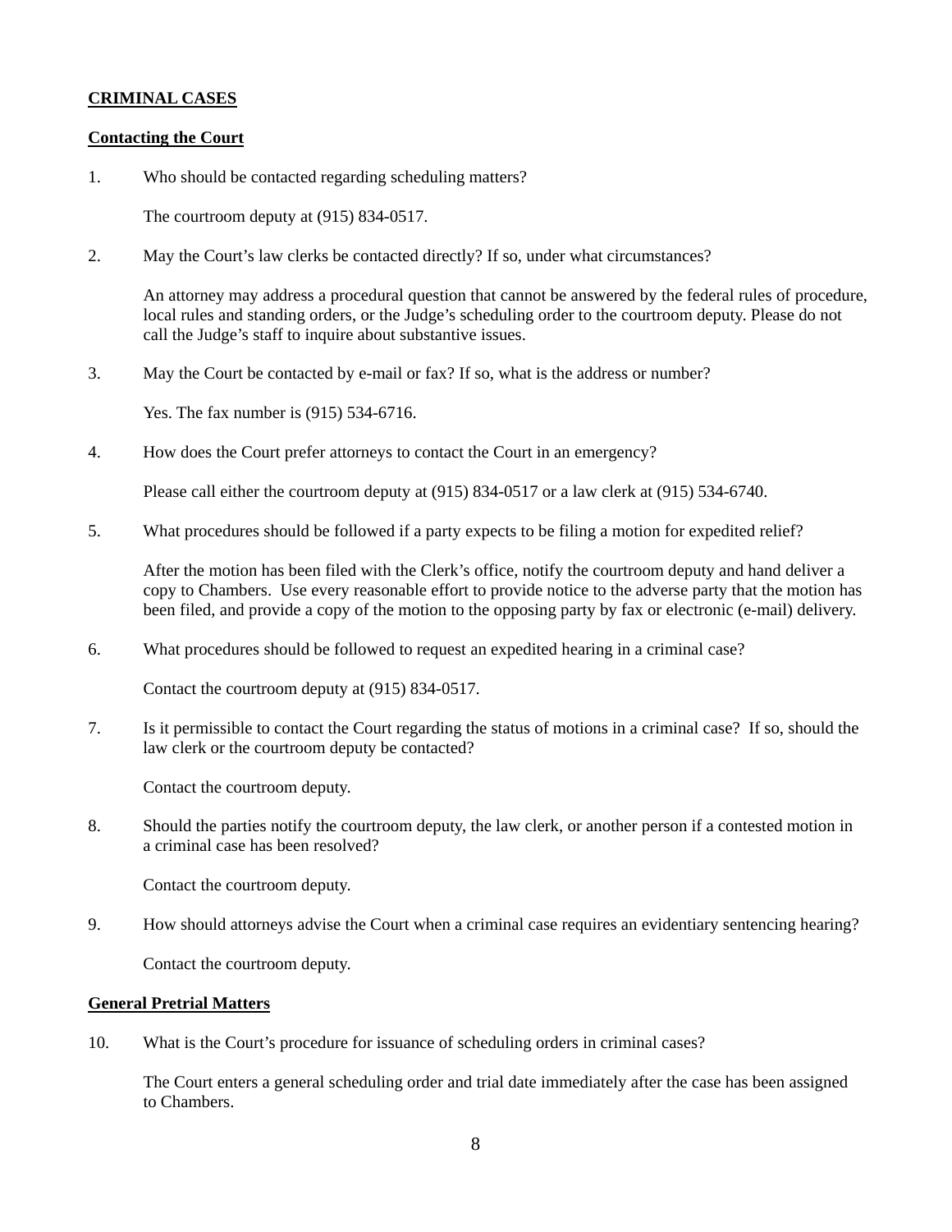## CRIMINAL CASES

### Contacting the Court

1. Who should be contacted regarding scheduling matters?

   The courtroom deputy at (915) 834-0517.

2. May the Court's law clerks be contacted directly? If so, under what circumstances?

   An attorney may address a procedural question that cannot be answered by the federal rules of procedure, local rules and standing orders, or the Judge's scheduling order to the courtroom deputy. Please do not call the Judge's staff to inquire about substantive issues.

3. May the Court be contacted by e-mail or fax? If so, what is the address or number?

   Yes. The fax number is (915) 534-6716.

4. How does the Court prefer attorneys to contact the Court in an emergency?

   Please call either the courtroom deputy at (915) 834-0517 or a law clerk at (915) 534-6740.

5. What procedures should be followed if a party expects to be filing a motion for expedited relief?

   After the motion has been filed with the Clerk's office, notify the courtroom deputy and hand deliver a copy to Chambers. Use every reasonable effort to provide notice to the adverse party that the motion has been filed, and provide a copy of the motion to the opposing party by fax or electronic (e-mail) delivery.

6. What procedures should be followed to request an expedited hearing in a criminal case?

   Contact the courtroom deputy at (915) 834-0517.

7. Is it permissible to contact the Court regarding the status of motions in a criminal case? If so, should the law clerk or the courtroom deputy be contacted?

   Contact the courtroom deputy.

8. Should the parties notify the courtroom deputy, the law clerk, or another person if a contested motion in a criminal case has been resolved?

   Contact the courtroom deputy.

9. How should attorneys advise the Court when a criminal case requires an evidentiary sentencing hearing?

   Contact the courtroom deputy.

### General Pretrial Matters

10. What is the Court's procedure for issuance of scheduling orders in criminal cases?

    The Court enters a general scheduling order and trial date immediately after the case has been assigned to Chambers.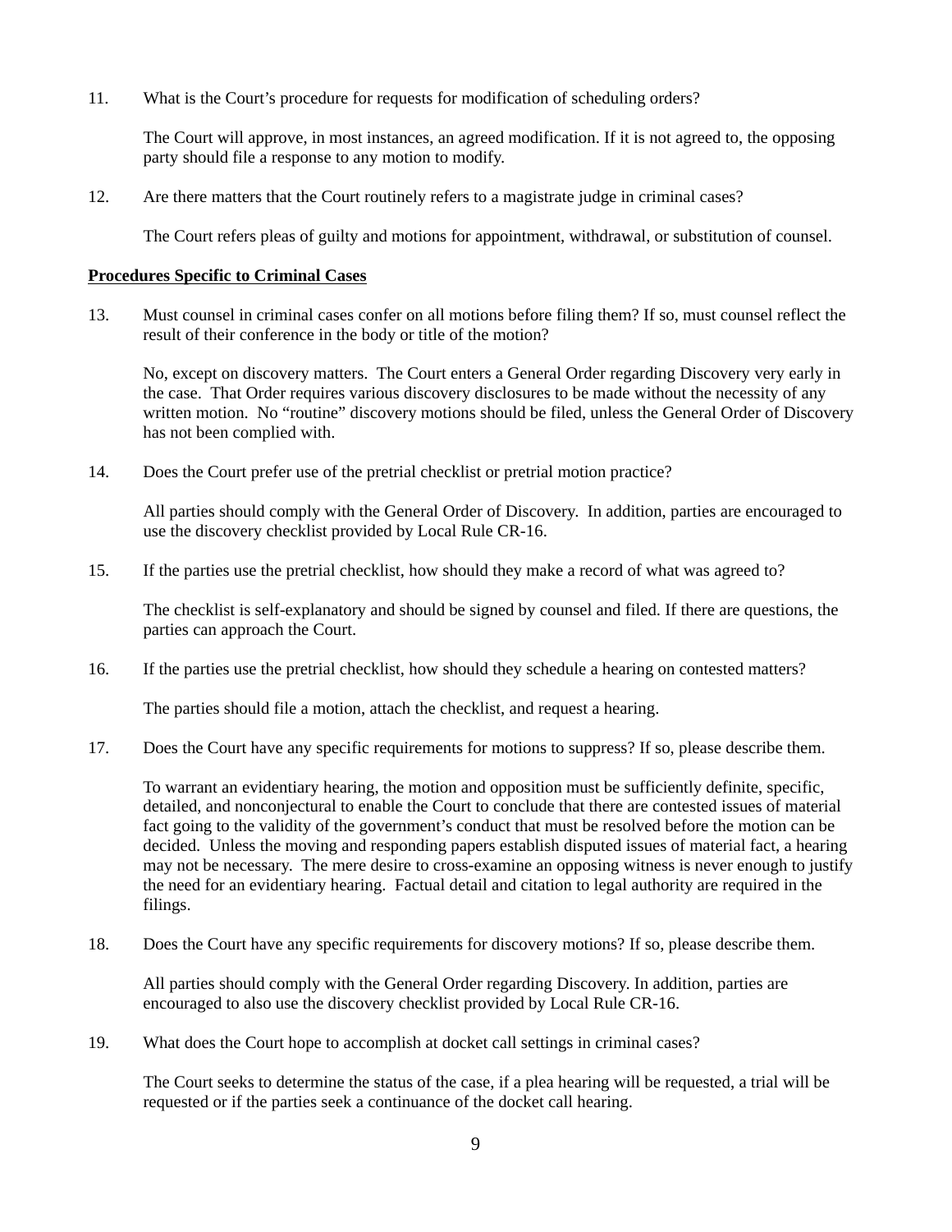11. What is the Court's procedure for requests for modification of scheduling orders?

    The Court will approve, in most instances, an agreed modification. If it is not agreed to, the opposing party should file a response to any motion to modify.

12. Are there matters that the Court routinely refers to a magistrate judge in criminal cases?

    The Court refers pleas of guilty and motions for appointment, withdrawal, or substitution of counsel.

**Procedures Specific to Criminal Cases**

13. Must counsel in criminal cases confer on all motions before filing them? If so, must counsel reflect the result of their conference in the body or title of the motion?

    No, except on discovery matters. The Court enters a General Order regarding Discovery very early in the case. That Order requires various discovery disclosures to be made without the necessity of any written motion. No "routine" discovery motions should be filed, unless the General Order of Discovery has not been complied with.

14. Does the Court prefer use of the pretrial checklist or pretrial motion practice?

    All parties should comply with the General Order of Discovery. In addition, parties are encouraged to use the discovery checklist provided by Local Rule CR-16.

15. If the parties use the pretrial checklist, how should they make a record of what was agreed to?

    The checklist is self-explanatory and should be signed by counsel and filed. If there are questions, the parties can approach the Court.

16. If the parties use the pretrial checklist, how should they schedule a hearing on contested matters?

    The parties should file a motion, attach the checklist, and request a hearing.

17. Does the Court have any specific requirements for motions to suppress? If so, please describe them.

    To warrant an evidentiary hearing, the motion and opposition must be sufficiently definite, specific, detailed, and nonconjectural to enable the Court to conclude that there are contested issues of material fact going to the validity of the government's conduct that must be resolved before the motion can be decided. Unless the moving and responding papers establish disputed issues of material fact, a hearing may not be necessary. The mere desire to cross-examine an opposing witness is never enough to justify the need for an evidentiary hearing. Factual detail and citation to legal authority are required in the filings.

18. Does the Court have any specific requirements for discovery motions? If so, please describe them.

    All parties should comply with the General Order regarding Discovery. In addition, parties are encouraged to also use the discovery checklist provided by Local Rule CR-16.

19. What does the Court hope to accomplish at docket call settings in criminal cases?

    The Court seeks to determine the status of the case, if a plea hearing will be requested, a trial will be requested or if the parties seek a continuance of the docket call hearing.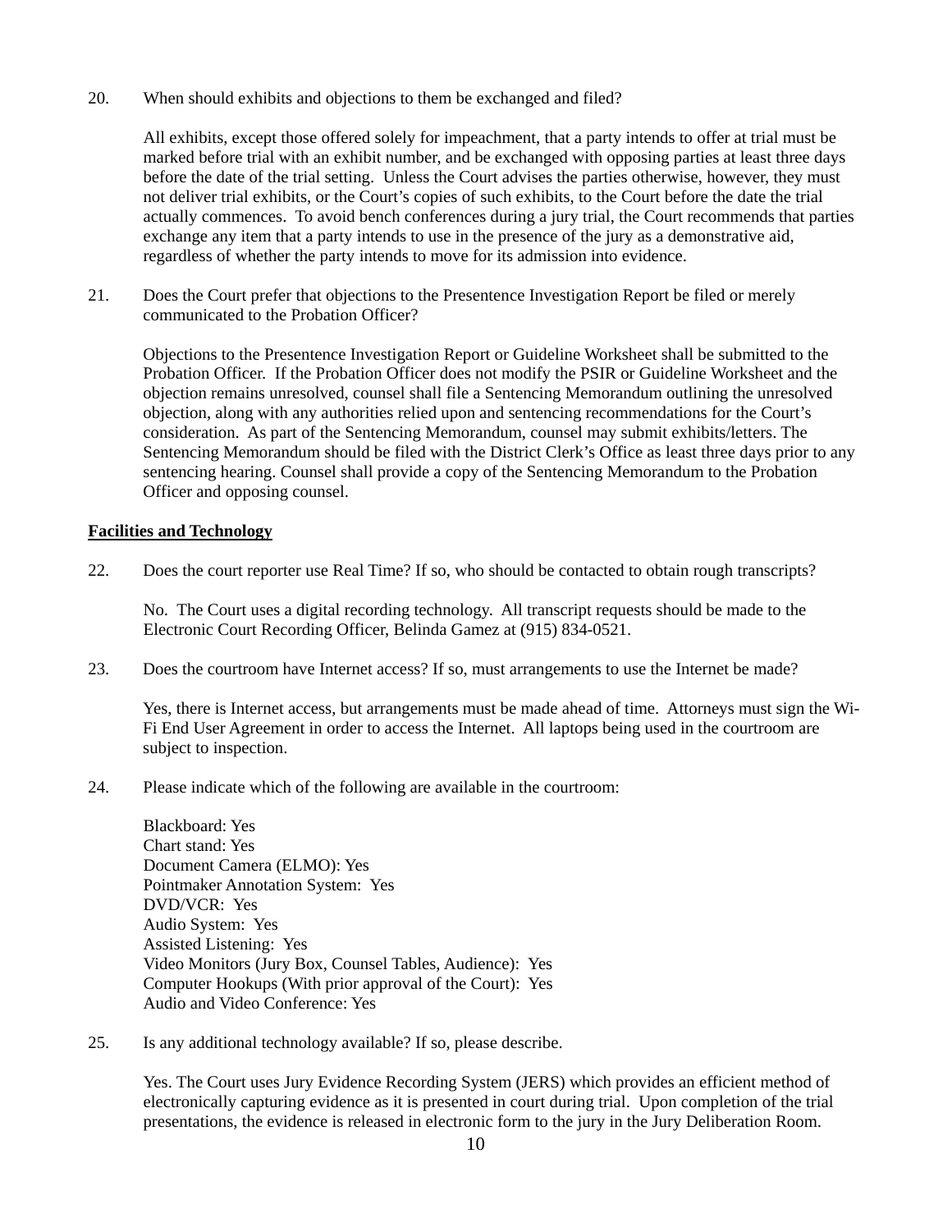20. When should exhibits and objections to them be exchanged and filed?

    All exhibits, except those offered solely for impeachment, that a party intends to offer at trial must be marked before trial with an exhibit number, and be exchanged with opposing parties at least three days before the date of the trial setting. Unless the Court advises the parties otherwise, however, they must not deliver trial exhibits, or the Court's copies of such exhibits, to the Court before the date the trial actually commences. To avoid bench conferences during a jury trial, the Court recommends that parties exchange any item that a party intends to use in the presence of the jury as a demonstrative aid, regardless of whether the party intends to move for its admission into evidence.

21. Does the Court prefer that objections to the Presentence Investigation Report be filed or merely communicated to the Probation Officer?

    Objections to the Presentence Investigation Report or Guideline Worksheet shall be submitted to the Probation Officer. If the Probation Officer does not modify the PSIR or Guideline Worksheet and the objection remains unresolved, counsel shall file a Sentencing Memorandum outlining the unresolved objection, along with any authorities relied upon and sentencing recommendations for the Court's consideration. As part of the Sentencing Memorandum, counsel may submit exhibits/letters. The Sentencing Memorandum should be filed with the District Clerk's Office as least three days prior to any sentencing hearing. Counsel shall provide a copy of the Sentencing Memorandum to the Probation Officer and opposing counsel.

**Facilities and Technology**

22. Does the court reporter use Real Time? If so, who should be contacted to obtain rough transcripts?

    No. The Court uses a digital recording technology. All transcript requests should be made to the Electronic Court Recording Officer, Belinda Gamez at (915) 834-0521.

23. Does the courtroom have Internet access? If so, must arrangements to use the Internet be made?

    Yes, there is Internet access, but arrangements must be made ahead of time. Attorneys must sign the Wi-Fi End User Agreement in order to access the Internet. All laptops being used in the courtroom are subject to inspection.

24. Please indicate which of the following are available in the courtroom:

    Blackboard: Yes
    Chart stand: Yes
    Document Camera (ELMO): Yes
    Pointmaker Annotation System: Yes
    DVD/VCR: Yes
    Audio System: Yes
    Assisted Listening: Yes
    Video Monitors (Jury Box, Counsel Tables, Audience): Yes
    Computer Hookups (With prior approval of the Court): Yes
    Audio and Video Conference: Yes

25. Is any additional technology available? If so, please describe.

    Yes. The Court uses Jury Evidence Recording System (JERS) which provides an efficient method of electronically capturing evidence as it is presented in court during trial. Upon completion of the trial presentations, the evidence is released in electronic form to the jury in the Jury Deliberation Room.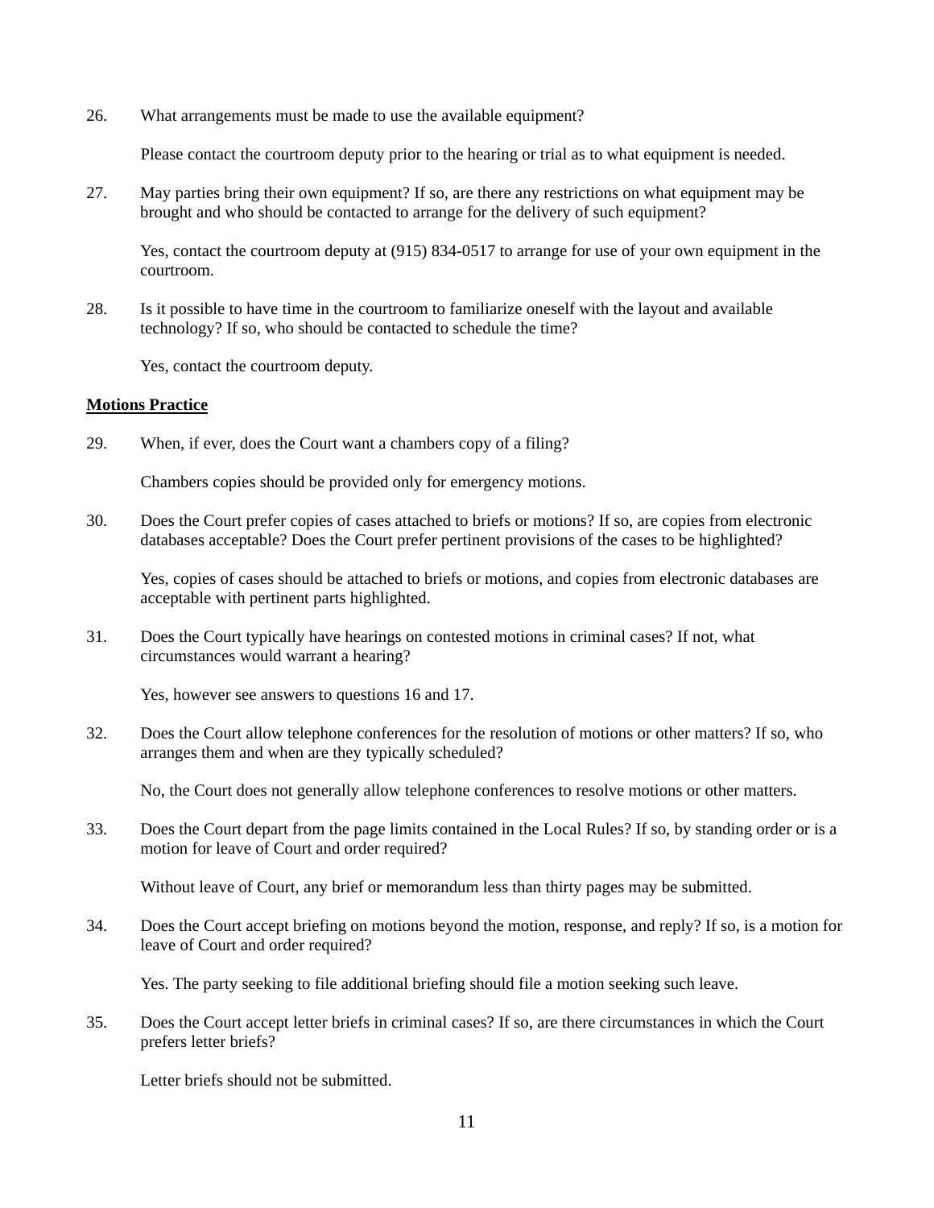26. What arrangements must be made to use the available equipment?

    Please contact the courtroom deputy prior to the hearing or trial as to what equipment is needed.

27. May parties bring their own equipment? If so, are there any restrictions on what equipment may be brought and who should be contacted to arrange for the delivery of such equipment?

    Yes, contact the courtroom deputy at (915) 834-0517 to arrange for use of your own equipment in the courtroom.

28. Is it possible to have time in the courtroom to familiarize oneself with the layout and available technology? If so, who should be contacted to schedule the time?

    Yes, contact the courtroom deputy.

**Motions Practice**

29. When, if ever, does the Court want a chambers copy of a filing?

    Chambers copies should be provided only for emergency motions.

30. Does the Court prefer copies of cases attached to briefs or motions? If so, are copies from electronic databases acceptable? Does the Court prefer pertinent provisions of the cases to be highlighted?

    Yes, copies of cases should be attached to briefs or motions, and copies from electronic databases are acceptable with pertinent parts highlighted.

31. Does the Court typically have hearings on contested motions in criminal cases? If not, what circumstances would warrant a hearing?

    Yes, however see answers to questions 16 and 17.

32. Does the Court allow telephone conferences for the resolution of motions or other matters? If so, who arranges them and when are they typically scheduled?

    No, the Court does not generally allow telephone conferences to resolve motions or other matters.

33. Does the Court depart from the page limits contained in the Local Rules? If so, by standing order or is a motion for leave of Court and order required?

    Without leave of Court, any brief or memorandum less than thirty pages may be submitted.

34. Does the Court accept briefing on motions beyond the motion, response, and reply? If so, is a motion for leave of Court and order required?

    Yes. The party seeking to file additional briefing should file a motion seeking such leave.

35. Does the Court accept letter briefs in criminal cases? If so, are there circumstances in which the Court prefers letter briefs?

    Letter briefs should not be submitted.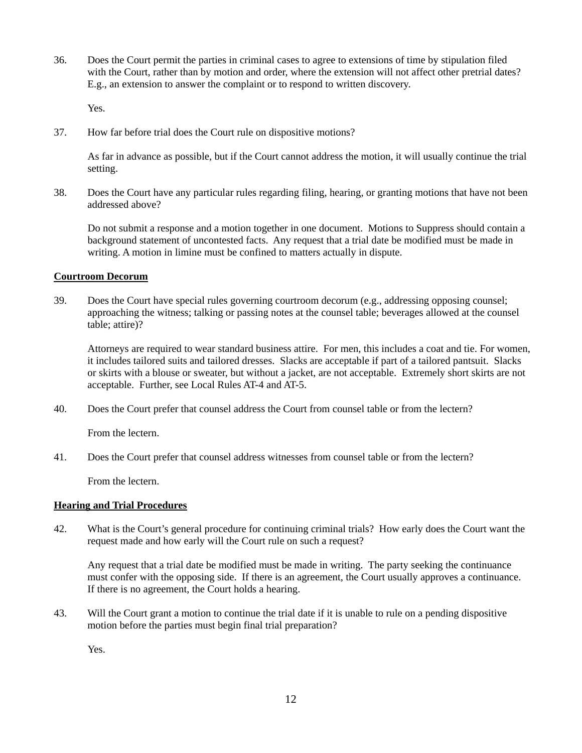36. Does the Court permit the parties in criminal cases to agree to extensions of time by stipulation filed with the Court, rather than by motion and order, where the extension will not affect other pretrial dates? E.g., an extension to answer the complaint or to respond to written discovery.

    Yes.

37. How far before trial does the Court rule on dispositive motions?

    As far in advance as possible, but if the Court cannot address the motion, it will usually continue the trial setting.

38. Does the Court have any particular rules regarding filing, hearing, or granting motions that have not been addressed above?

    Do not submit a response and a motion together in one document. Motions to Suppress should contain a background statement of uncontested facts. Any request that a trial date be modified must be made in writing. A motion in limine must be confined to matters actually in dispute.

**Courtroom Decorum**

39. Does the Court have special rules governing courtroom decorum (e.g., addressing opposing counsel; approaching the witness; talking or passing notes at the counsel table; beverages allowed at the counsel table; attire)?

    Attorneys are required to wear standard business attire. For men, this includes a coat and tie. For women, it includes tailored suits and tailored dresses. Slacks are acceptable if part of a tailored pantsuit. Slacks or skirts with a blouse or sweater, but without a jacket, are not acceptable. Extremely short skirts are not acceptable. Further, see Local Rules AT-4 and AT-5.

40. Does the Court prefer that counsel address the Court from counsel table or from the lectern?

    From the lectern.

41. Does the Court prefer that counsel address witnesses from counsel table or from the lectern?

    From the lectern.

**Hearing and Trial Procedures**

42. What is the Court's general procedure for continuing criminal trials? How early does the Court want the request made and how early will the Court rule on such a request?

    Any request that a trial date be modified must be made in writing. The party seeking the continuance must confer with the opposing side. If there is an agreement, the Court usually approves a continuance. If there is no agreement, the Court holds a hearing.

43. Will the Court grant a motion to continue the trial date if it is unable to rule on a pending dispositive motion before the parties must begin final trial preparation?

    Yes.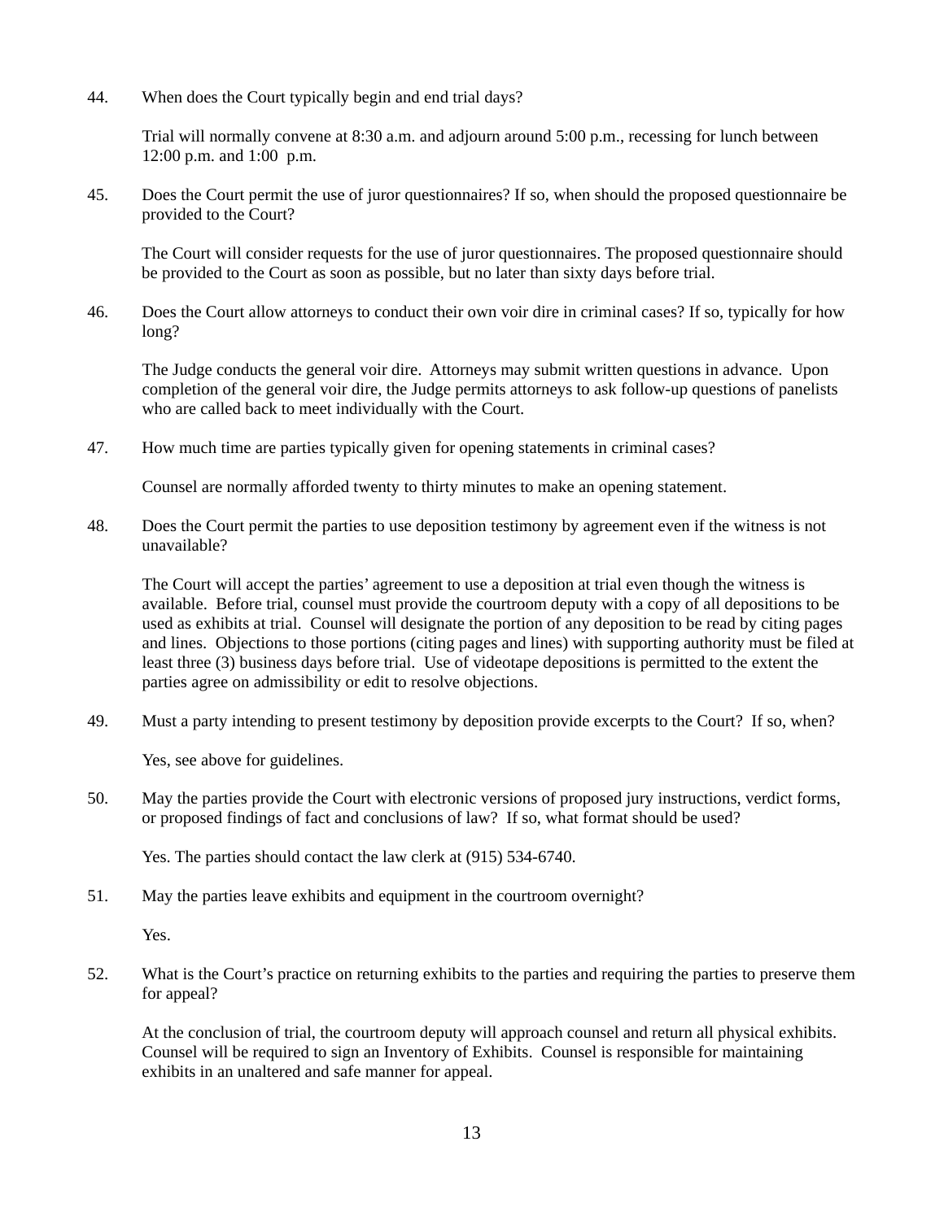44. When does the Court typically begin and end trial days?

    Trial will normally convene at 8:30 a.m. and adjourn around 5:00 p.m., recessing for lunch between 12:00 p.m. and 1:00 p.m.

45. Does the Court permit the use of juror questionnaires? If so, when should the proposed questionnaire be provided to the Court?

    The Court will consider requests for the use of juror questionnaires. The proposed questionnaire should be provided to the Court as soon as possible, but no later than sixty days before trial.

46. Does the Court allow attorneys to conduct their own voir dire in criminal cases? If so, typically for how long?

    The Judge conducts the general voir dire. Attorneys may submit written questions in advance. Upon completion of the general voir dire, the Judge permits attorneys to ask follow-up questions of panelists who are called back to meet individually with the Court.

47. How much time are parties typically given for opening statements in criminal cases?

    Counsel are normally afforded twenty to thirty minutes to make an opening statement.

48. Does the Court permit the parties to use deposition testimony by agreement even if the witness is not unavailable?

    The Court will accept the parties' agreement to use a deposition at trial even though the witness is available. Before trial, counsel must provide the courtroom deputy with a copy of all depositions to be used as exhibits at trial. Counsel will designate the portion of any deposition to be read by citing pages and lines. Objections to those portions (citing pages and lines) with supporting authority must be filed at least three (3) business days before trial. Use of videotape depositions is permitted to the extent the parties agree on admissibility or edit to resolve objections.

49. Must a party intending to present testimony by deposition provide excerpts to the Court? If so, when?

    Yes, see above for guidelines.

50. May the parties provide the Court with electronic versions of proposed jury instructions, verdict forms, or proposed findings of fact and conclusions of law? If so, what format should be used?

    Yes. The parties should contact the law clerk at (915) 534-6740.

51. May the parties leave exhibits and equipment in the courtroom overnight?

    Yes.

52. What is the Court's practice on returning exhibits to the parties and requiring the parties to preserve them for appeal?

    At the conclusion of trial, the courtroom deputy will approach counsel and return all physical exhibits. Counsel will be required to sign an Inventory of Exhibits. Counsel is responsible for maintaining exhibits in an unaltered and safe manner for appeal.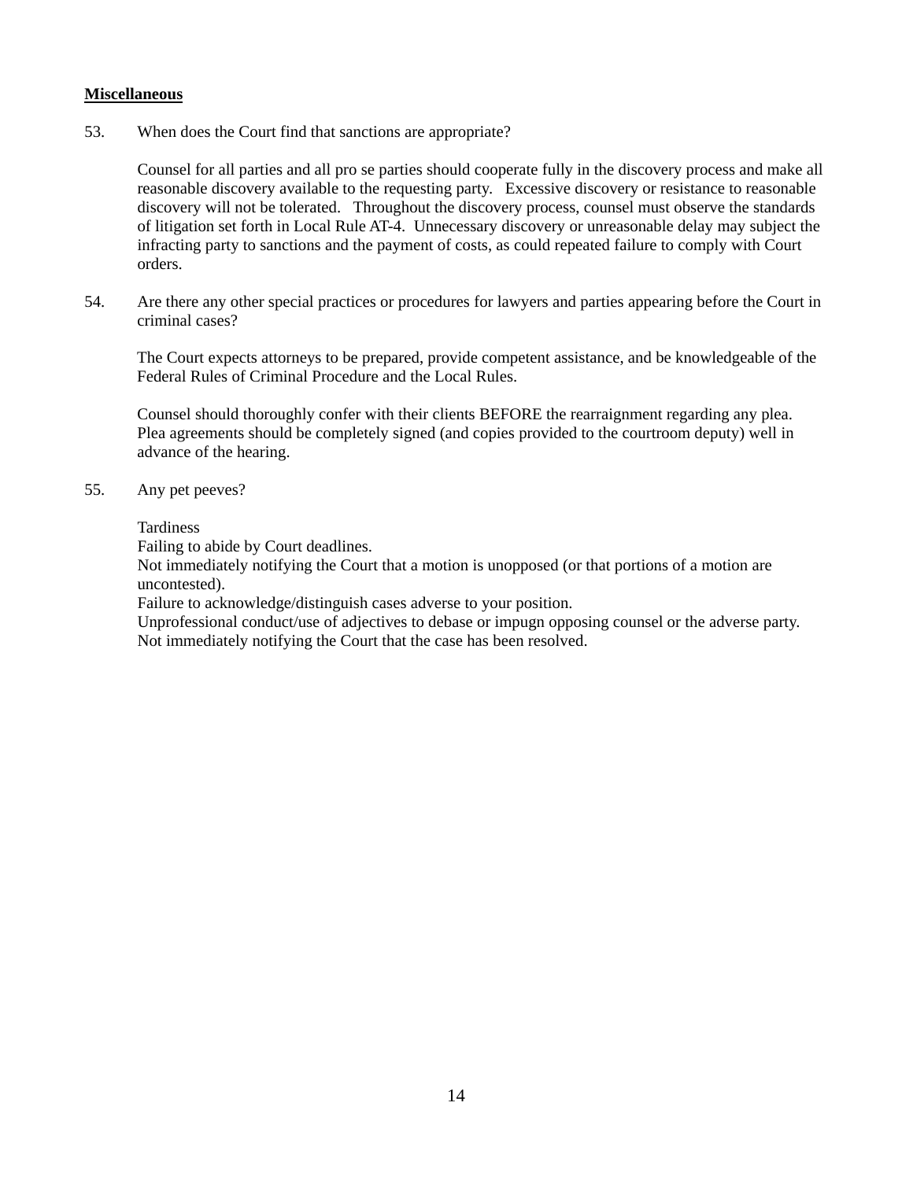**Miscellaneous**

53. When does the Court find that sanctions are appropriate?

    Counsel for all parties and all pro se parties should cooperate fully in the discovery process and make all reasonable discovery available to the requesting party. Excessive discovery or resistance to reasonable discovery will not be tolerated. Throughout the discovery process, counsel must observe the standards of litigation set forth in Local Rule AT-4. Unnecessary discovery or unreasonable delay may subject the infracting party to sanctions and the payment of costs, as could repeated failure to comply with Court orders.

54. Are there any other special practices or procedures for lawyers and parties appearing before the Court in criminal cases?

    The Court expects attorneys to be prepared, provide competent assistance, and be knowledgeable of the Federal Rules of Criminal Procedure and the Local Rules.

    Counsel should thoroughly confer with their clients BEFORE the rearraignment regarding any plea. Plea agreements should be completely signed (and copies provided to the courtroom deputy) well in advance of the hearing.

55. Any pet peeves?

    Tardiness
    Failing to abide by Court deadlines.
    Not immediately notifying the Court that a motion is unopposed (or that portions of a motion are uncontested).
    Failure to acknowledge/distinguish cases adverse to your position.
    Unprofessional conduct/use of adjectives to debase or impugn opposing counsel or the adverse party.
    Not immediately notifying the Court that the case has been resolved.